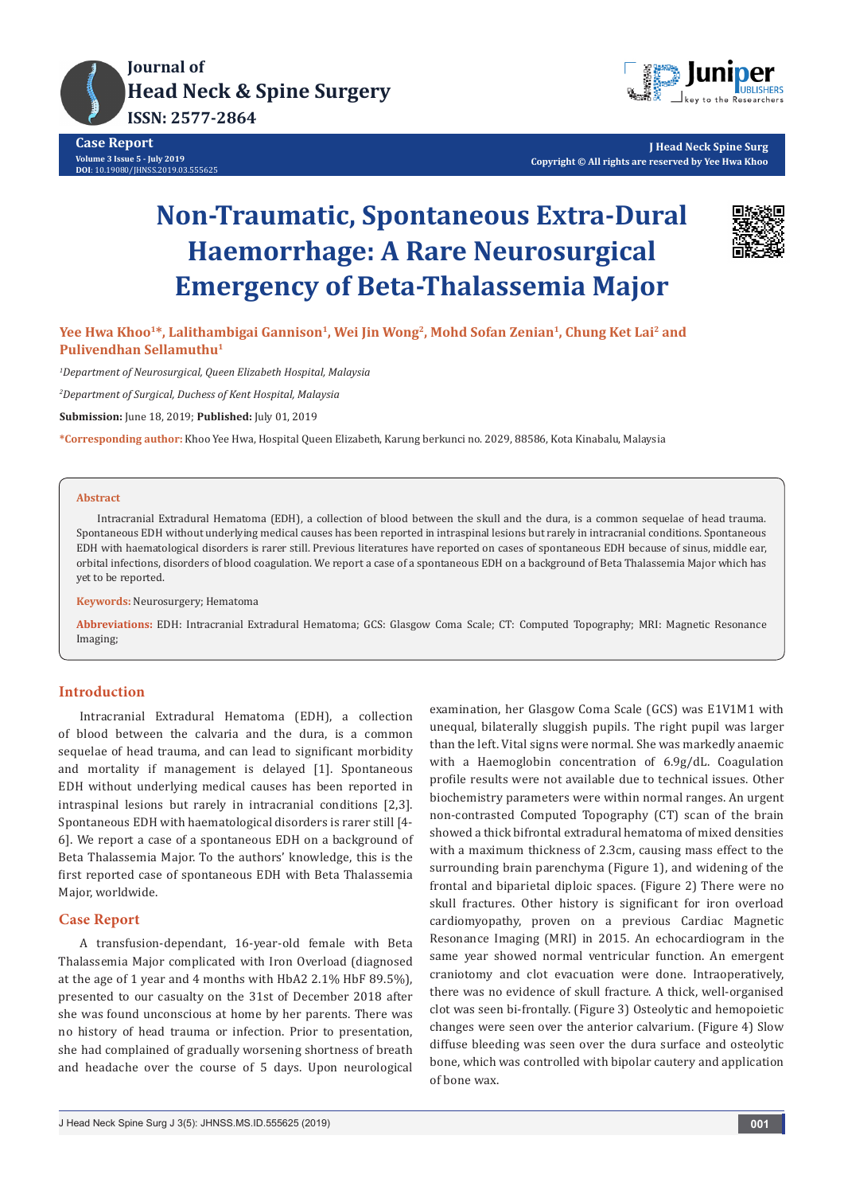# Non-Traumatic, Spontaneous Extra-Dural Haemorrhage: A Rare Neurosurgical Emergency of Beta-Thalassemia Major

**Yee Hwa Khoo[1]*, Lalithambigai Gannison[1], Wei Jin Wong[2], Mohd Sofan Zenian[1], Chung Ket Lai[2] and Pulivendhan Sellamuthu[1]**

*[1]Department of Neurosurgical, Queen Elizabeth Hospital, Malaysia*

*[2]Department of Surgical, Duchess of Kent Hospital, Malaysia*

**Submission:** June 18, 2019; **Published:** July 01, 2019

***Corresponding author:** Khoo Yee Hwa, Hospital Queen Elizabeth, Karung berkunci no. 2029, 88586, Kota Kinabalu, Malaysia

## Abstract

Intracranial Extradural Hematoma (EDH), a collection of blood between the skull and the dura, is a common sequelae of head trauma. Spontaneous EDH without underlying medical causes has been reported in intraspinal lesions but rarely in intracranial conditions. Spontaneous EDH with haematological disorders is rarer still. Previous literatures have reported on cases of spontaneous EDH because of sinus, middle ear, orbital infections, disorders of blood coagulation. We report a case of a spontaneous EDH on a background of Beta Thalassemia Major which has yet to be reported.

**Keywords:** Neurosurgery; Hematoma

**Abbreviations:** EDH: Intracranial Extradural Hematoma; GCS: Glasgow Coma Scale; CT: Computed Topography; MRI: Magnetic Resonance Imaging;

## Introduction

Intracranial Extradural Hematoma (EDH), a collection of blood between the calvaria and the dura, is a common sequelae of head trauma, and can lead to significant morbidity and mortality if management is delayed [1]. Spontaneous EDH without underlying medical causes has been reported in intraspinal lesions but rarely in intracranial conditions [2,3]. Spontaneous EDH with haematological disorders is rarer still [4-6]. We report a case of a spontaneous EDH on a background of Beta Thalassemia Major. To the authors' knowledge, this is the first reported case of spontaneous EDH with Beta Thalassemia Major, worldwide.

## Case Report

A transfusion-dependant, 16-year-old female with Beta Thalassemia Major complicated with Iron Overload (diagnosed at the age of 1 year and 4 months with HbA2 2.1% HbF 89.5%), presented to our casualty on the 31st of December 2018 after she was found unconscious at home by her parents. There was no history of head trauma or infection. Prior to presentation, she had complained of gradually worsening shortness of breath and headache over the course of 5 days. Upon neurological examination, her Glasgow Coma Scale (GCS) was E1V1M1 with unequal, bilaterally sluggish pupils. The right pupil was larger than the left. Vital signs were normal. She was markedly anaemic with a Haemoglobin concentration of 6.9g/dL. Coagulation profile results were not available due to technical issues. Other biochemistry parameters were within normal ranges. An urgent non-contrasted Computed Topography (CT) scan of the brain showed a thick bifrontal extradural hematoma of mixed densities with a maximum thickness of 2.3cm, causing mass effect to the surrounding brain parenchyma (Figure 1), and widening of the frontal and biparietal diploic spaces. (Figure 2) There were no skull fractures. Other history is significant for iron overload cardiomyopathy, proven on a previous Cardiac Magnetic Resonance Imaging (MRI) in 2015. An echocardiogram in the same year showed normal ventricular function. An emergent craniotomy and clot evacuation were done. Intraoperatively, there was no evidence of skull fracture. A thick, well-organised clot was seen bi-frontally. (Figure 3) Osteolytic and hemopoietic changes were seen over the anterior calvarium. (Figure 4) Slow diffuse bleeding was seen over the dura surface and osteolytic bone, which was controlled with bipolar cautery and application of bone wax.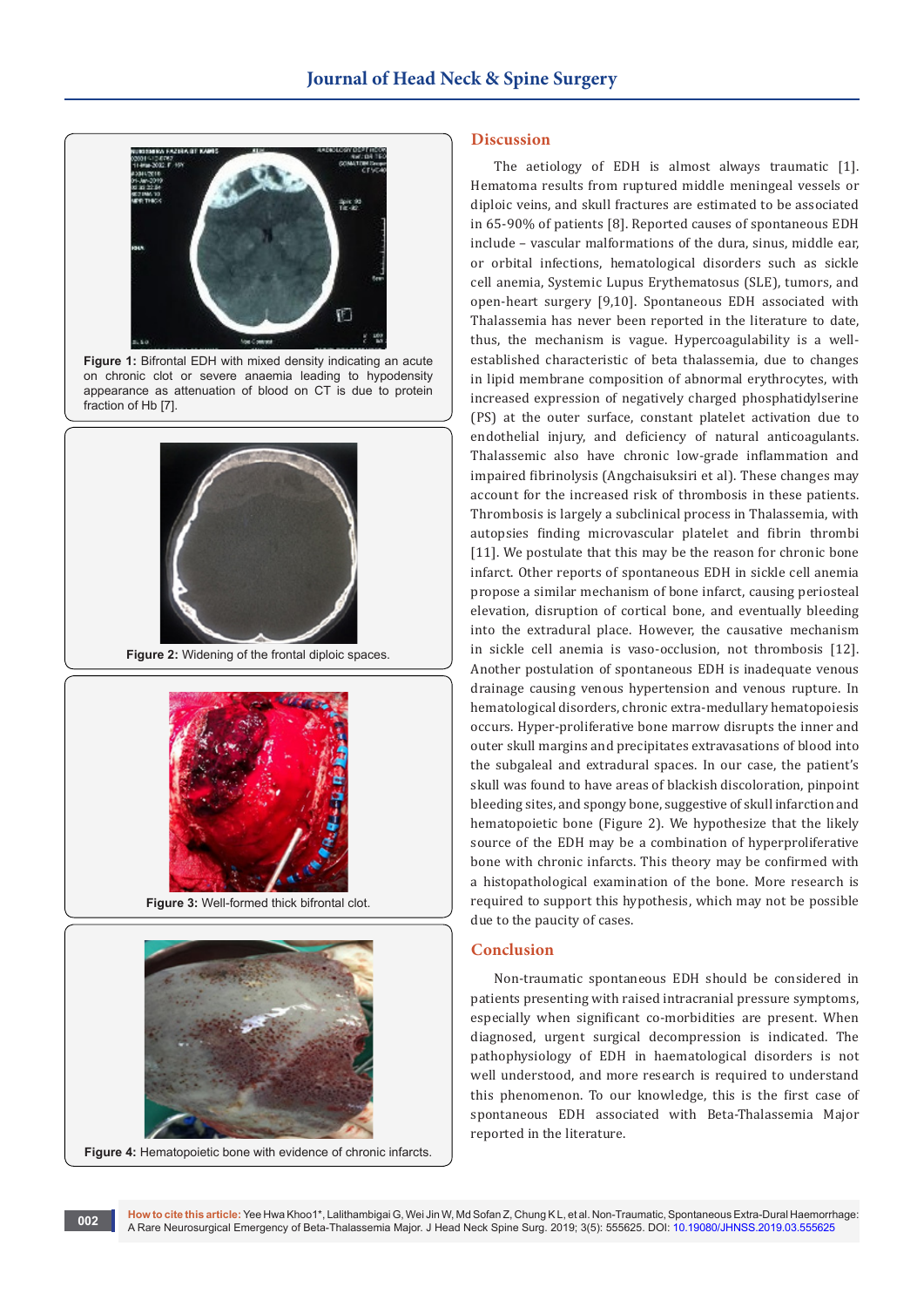**Figure 1:** Bifrontal EDH with mixed density indicating an acute on chronic clot or severe anaemia leading to hypodensity appearance as attenuation of blood on CT is due to protein fraction of Hb [7].

**Figure 2:** Widening of the frontal diploic spaces.

**Figure 3:** Well-formed thick bifrontal clot.

**Figure 4:** Hematopoietic bone with evidence of chronic infarcts.

## Discussion

The aetiology of EDH is almost always traumatic [1]. Hematoma results from ruptured middle meningeal vessels or diploic veins, and skull fractures are estimated to be associated in 65-90% of patients [8]. Reported causes of spontaneous EDH include – vascular malformations of the dura, sinus, middle ear, or orbital infections, hematological disorders such as sickle cell anemia, Systemic Lupus Erythematosus (SLE), tumors, and open-heart surgery [9,10]. Spontaneous EDH associated with Thalassemia has never been reported in the literature to date, thus, the mechanism is vague. Hypercoagulability is a well-established characteristic of beta thalassemia, due to changes in lipid membrane composition of abnormal erythrocytes, with increased expression of negatively charged phosphatidylserine (PS) at the outer surface, constant platelet activation due to endothelial injury, and deficiency of natural anticoagulants. Thalassemic also have chronic low-grade inflammation and impaired fibrinolysis (Angchaisuksiri et al). These changes may account for the increased risk of thrombosis in these patients. Thrombosis is largely a subclinical process in Thalassemia, with autopsies finding microvascular platelet and fibrin thrombi [11]. We postulate that this may be the reason for chronic bone infarct. Other reports of spontaneous EDH in sickle cell anemia propose a similar mechanism of bone infarct, causing periosteal elevation, disruption of cortical bone, and eventually bleeding into the extradural place. However, the causative mechanism in sickle cell anemia is vaso-occlusion, not thrombosis [12]. Another postulation of spontaneous EDH is inadequate venous drainage causing venous hypertension and venous rupture. In hematological disorders, chronic extra-medullary hematopoiesis occurs. Hyper-proliferative bone marrow disrupts the inner and outer skull margins and precipitates extravasations of blood into the subgaleal and extradural spaces. In our case, the patient's skull was found to have areas of blackish discoloration, pinpoint bleeding sites, and spongy bone, suggestive of skull infarction and hematopoietic bone (Figure 2). We hypothesize that the likely source of the EDH may be a combination of hyperproliferative bone with chronic infarcts. This theory may be confirmed with a histopathological examination of the bone. More research is required to support this hypothesis, which may not be possible due to the paucity of cases.

## Conclusion

Non-traumatic spontaneous EDH should be considered in patients presenting with raised intracranial pressure symptoms, especially when significant co-morbidities are present. When diagnosed, urgent surgical decompression is indicated. The pathophysiology of EDH in haematological disorders is not well understood, and more research is required to understand this phenomenon. To our knowledge, this is the first case of spontaneous EDH associated with Beta-Thalassemia Major reported in the literature.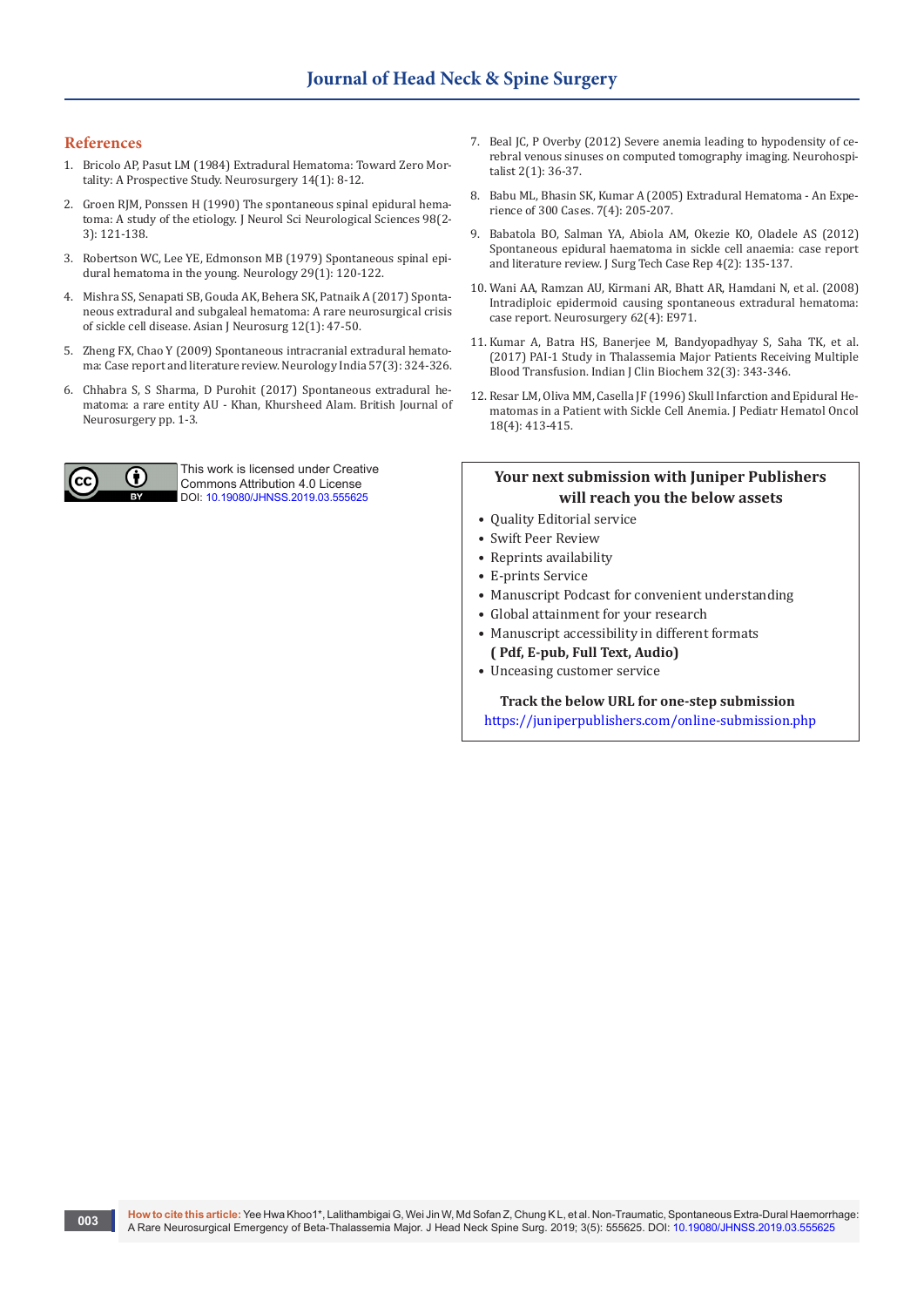## References

1. Bricolo AP, Pasut LM (1984) Extradural Hematoma: Toward Zero Mortality: A Prospective Study. Neurosurgery 14(1): 8-12.
2. Groen RJM, Ponssen H (1990) The spontaneous spinal epidural hematoma: A study of the etiology. J Neurol Sci Neurological Sciences 98(2-3): 121-138.
3. Robertson WC, Lee YE, Edmonson MB (1979) Spontaneous spinal epidural hematoma in the young. Neurology 29(1): 120-122.
4. Mishra SS, Senapati SB, Gouda AK, Behera SK, Patnaik A (2017) Spontaneous extradural and subgaleal hematoma: A rare neurosurgical crisis of sickle cell disease. Asian J Neurosurg 12(1): 47-50.
5. Zheng FX, Chao Y (2009) Spontaneous intracranial extradural hematoma: Case report and literature review. Neurology India 57(3): 324-326.
6. Chhabra S, S Sharma, D Purohit (2017) Spontaneous extradural hematoma: a rare entity AU - Khan, Khursheed Alam. British Journal of Neurosurgery pp. 1-3.
7. Beal JC, P Overby (2012) Severe anemia leading to hypodensity of cerebral venous sinuses on computed tomography imaging. Neurohospitalist 2(1): 36-37.
8. Babu ML, Bhasin SK, Kumar A (2005) Extradural Hematoma - An Experience of 300 Cases. 7(4): 205-207.
9. Babatola BO, Salman YA, Abiola AM, Okezie KO, Oladele AS (2012) Spontaneous epidural haematoma in sickle cell anaemia: case report and literature review. J Surg Tech Case Rep 4(2): 135-137.
10. Wani AA, Ramzan AU, Kirmani AR, Bhatt AR, Hamdani N, et al. (2008) Intradiploic epidermoid causing spontaneous extradural hematoma: case report. Neurosurgery 62(4): E971.
11. Kumar A, Batra HS, Banerjee M, Bandyopadhyay S, Saha TK, et al. (2017) PAI-1 Study in Thalassemia Major Patients Receiving Multiple Blood Transfusion. Indian J Clin Biochem 32(3): 343-346.
12. Resar LM, Oliva MM, Casella JF (1996) Skull Infarction and Epidural Hematomas in a Patient with Sickle Cell Anemia. J Pediatr Hematol Oncol 18(4): 413-415.

This work is licensed under Creative Commons Attribution 4.0 License
DOI: 10.19080/JHNSS.2019.03.555625

**Your next submission with Juniper Publishers will reach you the below assets**

- Quality Editorial service
- Swift Peer Review
- Reprints availability
- E-prints Service
- Manuscript Podcast for convenient understanding
- Global attainment for your research
- Manuscript accessibility in different formats
  **( Pdf, E-pub, Full Text, Audio)**
- Unceasing customer service

**Track the below URL for one-step submission**
https://juniperpublishers.com/online-submission.php

**How to cite this article:** Yee Hwa Khoo1*, Lalithambigai G, Wei Jin W, Md Sofan Z, Chung K L, et al. Non-Traumatic, Spontaneous Extra-Dural Haemorrhage: A Rare Neurosurgical Emergency of Beta-Thalassemia Major. J Head Neck Spine Surg. 2019; 3(5): 555625. DOI: 10.19080/JHNSS.2019.03.555625